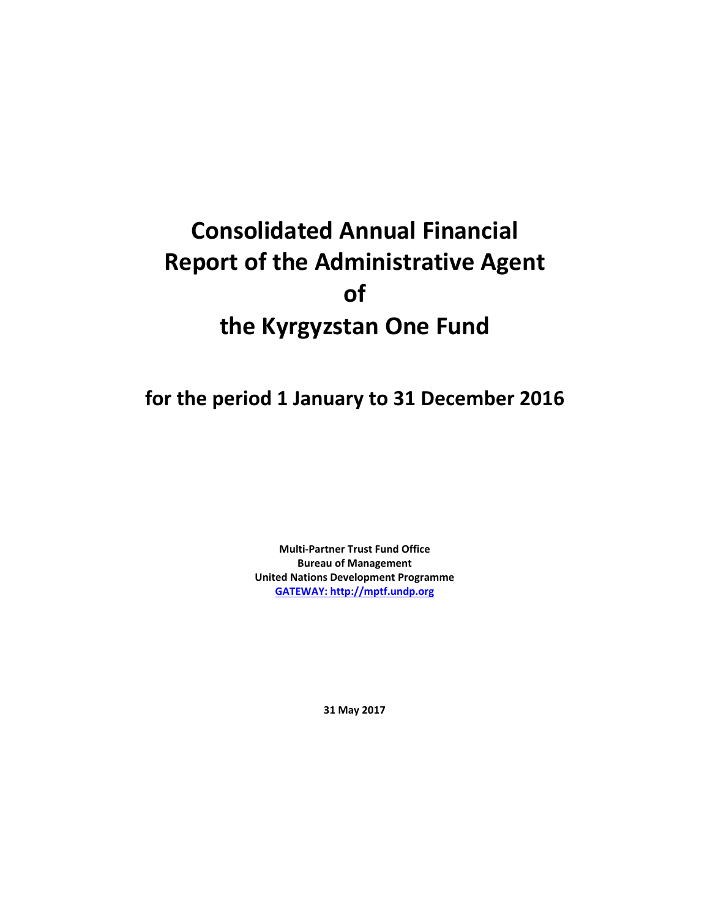# Consolidated Annual Financial Report of the Administrative Agent of the Kyrgyzstan One Fund

## for the period 1 January to 31 December 2016

**Multi-Partner Trust Fund Office**
**Bureau of Management**
**United Nations Development Programme**
**[GATEWAY: http://mptf.undp.org](http://mptf.undp.org)**

**31 May 2017**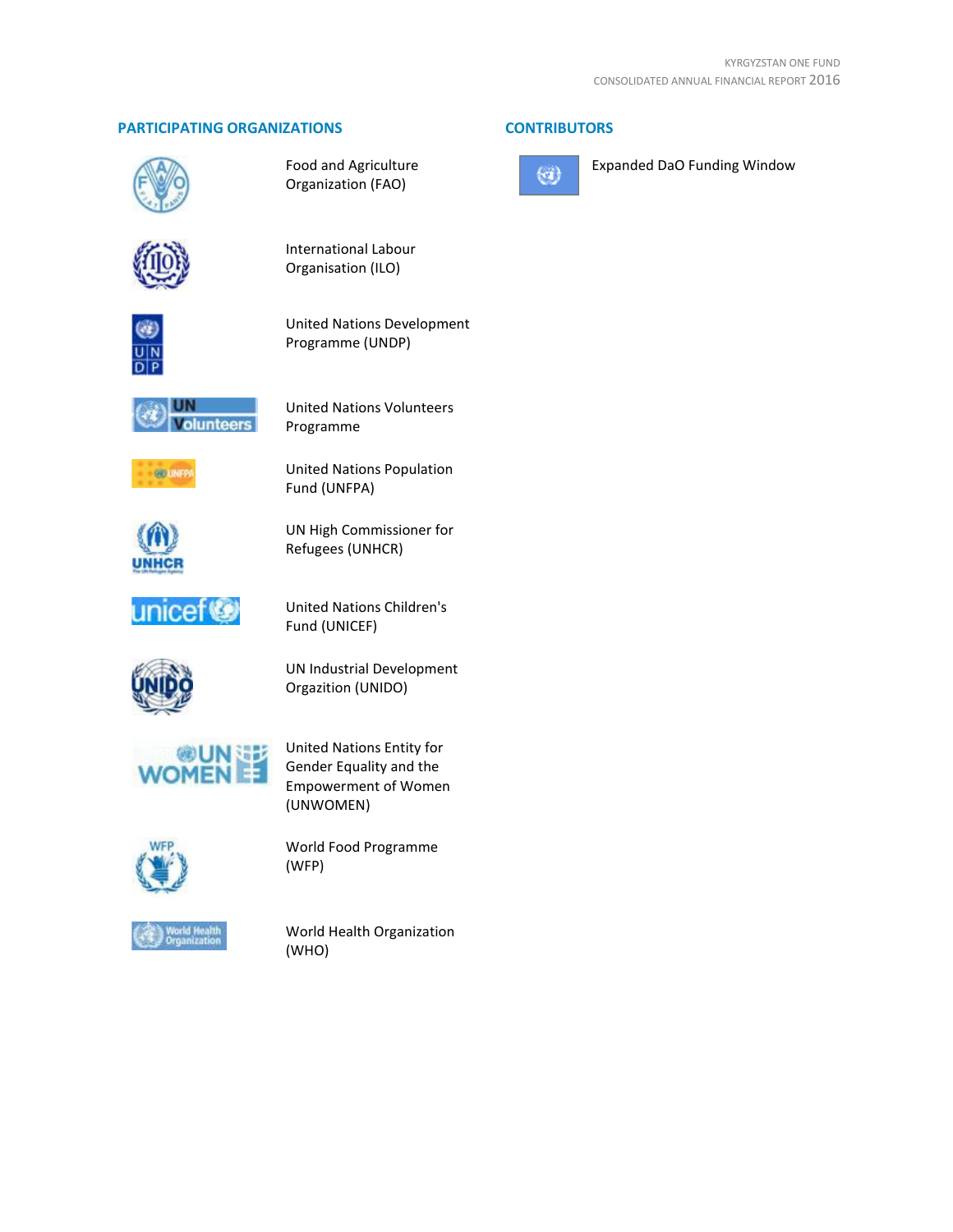## PARTICIPATING ORGANIZATIONS

- Food and Agriculture Organization (FAO)
- International Labour Organisation (ILO)
- United Nations Development Programme (UNDP)
- United Nations Volunteers Programme
- United Nations Population Fund (UNFPA)
- UN High Commissioner for Refugees (UNHCR)
- United Nations Children's Fund (UNICEF)
- UN Industrial Development Orgazition (UNIDO)
- United Nations Entity for Gender Equality and the Empowerment of Women (UNWOMEN)
- World Food Programme (WFP)
- World Health Organization (WHO)

## CONTRIBUTORS

- Expanded DaO Funding Window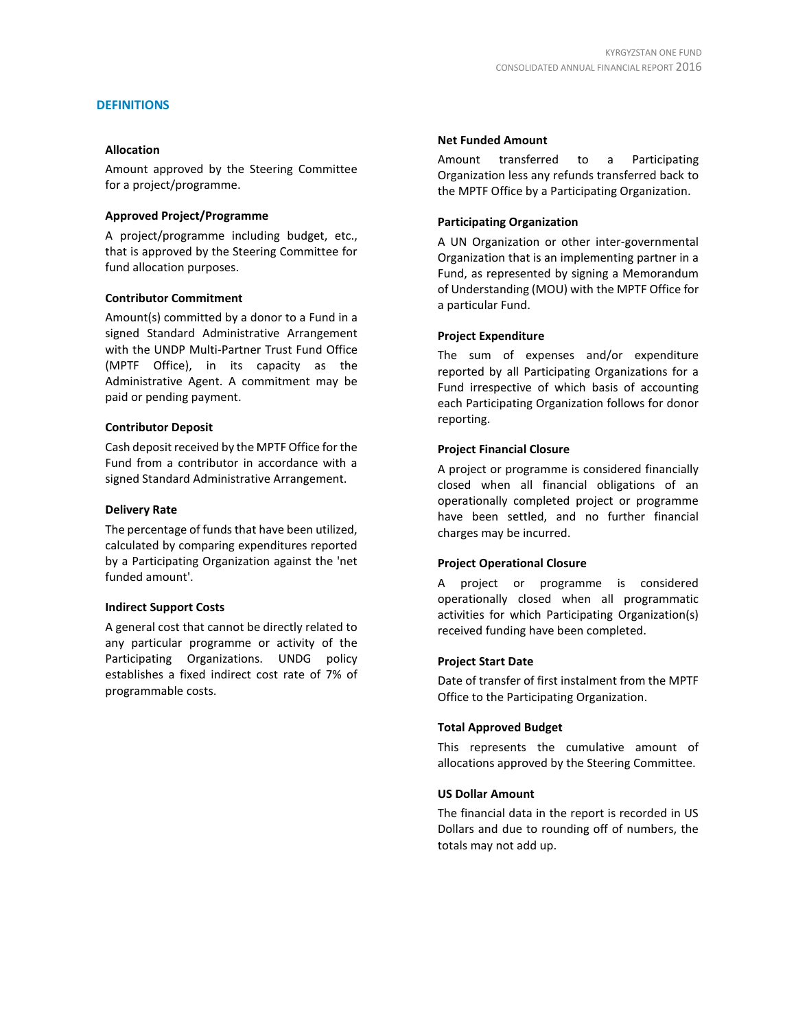## DEFINITIONS

### Allocation

Amount approved by the Steering Committee for a project/programme.

### Approved Project/Programme

A project/programme including budget, etc., that is approved by the Steering Committee for fund allocation purposes.

### Contributor Commitment

Amount(s) committed by a donor to a Fund in a signed Standard Administrative Arrangement with the UNDP Multi-Partner Trust Fund Office (MPTF Office), in its capacity as the Administrative Agent. A commitment may be paid or pending payment.

### Contributor Deposit

Cash deposit received by the MPTF Office for the Fund from a contributor in accordance with a signed Standard Administrative Arrangement.

### Delivery Rate

The percentage of funds that have been utilized, calculated by comparing expenditures reported by a Participating Organization against the 'net funded amount'.

### Indirect Support Costs

A general cost that cannot be directly related to any particular programme or activity of the Participating Organizations. UNDG policy establishes a fixed indirect cost rate of 7% of programmable costs.

### Net Funded Amount

Amount transferred to a Participating Organization less any refunds transferred back to the MPTF Office by a Participating Organization.

### Participating Organization

A UN Organization or other inter-governmental Organization that is an implementing partner in a Fund, as represented by signing a Memorandum of Understanding (MOU) with the MPTF Office for a particular Fund.

### Project Expenditure

The sum of expenses and/or expenditure reported by all Participating Organizations for a Fund irrespective of which basis of accounting each Participating Organization follows for donor reporting.

### Project Financial Closure

A project or programme is considered financially closed when all financial obligations of an operationally completed project or programme have been settled, and no further financial charges may be incurred.

### Project Operational Closure

A project or programme is considered operationally closed when all programmatic activities for which Participating Organization(s) received funding have been completed.

### Project Start Date

Date of transfer of first instalment from the MPTF Office to the Participating Organization.

### Total Approved Budget

This represents the cumulative amount of allocations approved by the Steering Committee.

### US Dollar Amount

The financial data in the report is recorded in US Dollars and due to rounding off of numbers, the totals may not add up.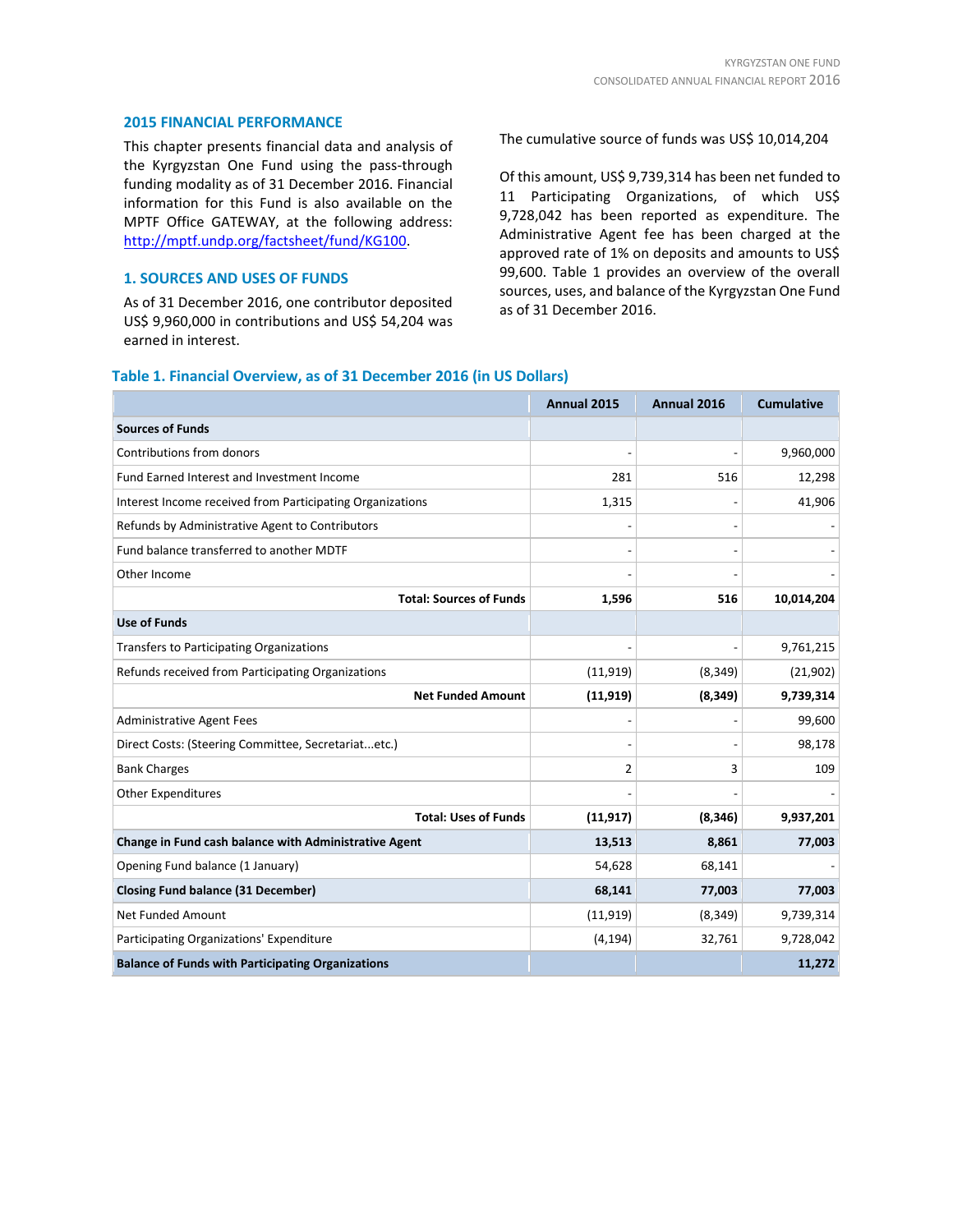## 2015 FINANCIAL PERFORMANCE

This chapter presents financial data and analysis of the Kyrgyzstan One Fund using the pass-through funding modality as of 31 December 2016. Financial information for this Fund is also available on the MPTF Office GATEWAY, at the following address: http://mptf.undp.org/factsheet/fund/KG100.

## 1. SOURCES AND USES OF FUNDS

As of 31 December 2016, one contributor deposited US$ 9,960,000 in contributions and US$ 54,204 was earned in interest.

The cumulative source of funds was US$ 10,014,204

Of this amount, US$ 9,739,314 has been net funded to 11 Participating Organizations, of which US$ 9,728,042 has been reported as expenditure. The Administrative Agent fee has been charged at the approved rate of 1% on deposits and amounts to US$ 99,600. Table 1 provides an overview of the overall sources, uses, and balance of the Kyrgyzstan One Fund as of 31 December 2016.

### Table 1. Financial Overview, as of 31 December 2016 (in US Dollars)

| | Annual 2015 | Annual 2016 | Cumulative |
|---|---|---|---|
| **Sources of Funds** | | | |
| Contributions from donors | - | - | 9,960,000 |
| Fund Earned Interest and Investment Income | 281 | 516 | 12,298 |
| Interest Income received from Participating Organizations | 1,315 | - | 41,906 |
| Refunds by Administrative Agent to Contributors | - | - | - |
| Fund balance transferred to another MDTF | - | - | - |
| Other Income | - | - | - |
| **Total: Sources of Funds** | **1,596** | **516** | **10,014,204** |
| **Use of Funds** | | | |
| Transfers to Participating Organizations | - | - | 9,761,215 |
| Refunds received from Participating Organizations | (11,919) | (8,349) | (21,902) |
| **Net Funded Amount** | **(11,919)** | **(8,349)** | **9,739,314** |
| Administrative Agent Fees | - | - | 99,600 |
| Direct Costs: (Steering Committee, Secretariat...etc.) | - | - | 98,178 |
| Bank Charges | 2 | 3 | 109 |
| Other Expenditures | - | - | - |
| **Total: Uses of Funds** | **(11,917)** | **(8,346)** | **9,937,201** |
| **Change in Fund cash balance with Administrative Agent** | **13,513** | **8,861** | **77,003** |
| Opening Fund balance (1 January) | 54,628 | 68,141 | - |
| **Closing Fund balance (31 December)** | **68,141** | **77,003** | **77,003** |
| Net Funded Amount | (11,919) | (8,349) | 9,739,314 |
| Participating Organizations' Expenditure | (4,194) | 32,761 | 9,728,042 |
| **Balance of Funds with Participating Organizations** | | | **11,272** |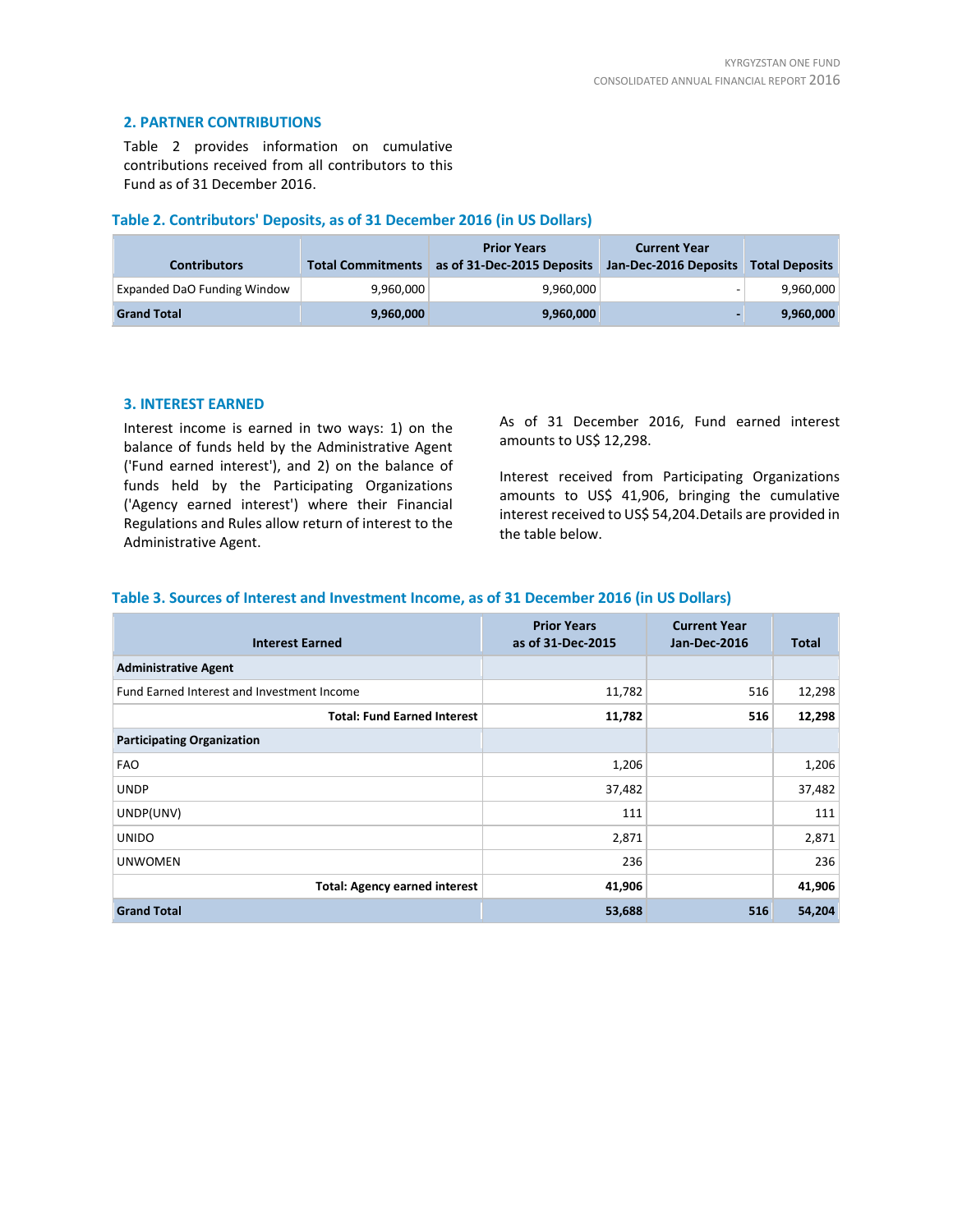## 2. PARTNER CONTRIBUTIONS

Table 2 provides information on cumulative contributions received from all contributors to this Fund as of 31 December 2016.

**Table 2. Contributors' Deposits, as of 31 December 2016 (in US Dollars)**

| Contributors | Total Commitments | Prior Years as of 31-Dec-2015 Deposits | Current Year Jan-Dec-2016 Deposits | Total Deposits |
|---|---|---|---|---|
| Expanded DaO Funding Window | 9,960,000 | 9,960,000 | - | 9,960,000 |
| **Grand Total** | **9,960,000** | **9,960,000** | **-** | **9,960,000** |

## 3. INTEREST EARNED

Interest income is earned in two ways: 1) on the balance of funds held by the Administrative Agent ('Fund earned interest'), and 2) on the balance of funds held by the Participating Organizations ('Agency earned interest') where their Financial Regulations and Rules allow return of interest to the Administrative Agent.

As of 31 December 2016, Fund earned interest amounts to US$ 12,298.

Interest received from Participating Organizations amounts to US$ 41,906, bringing the cumulative interest received to US$ 54,204.Details are provided in the table below.

**Table 3. Sources of Interest and Investment Income, as of 31 December 2016 (in US Dollars)**

| Interest Earned | Prior Years as of 31-Dec-2015 | Current Year Jan-Dec-2016 | Total |
|---|---|---|---|
| **Administrative Agent** | | | |
| Fund Earned Interest and Investment Income | 11,782 | 516 | 12,298 |
| **Total: Fund Earned Interest** | **11,782** | **516** | **12,298** |
| **Participating Organization** | | | |
| FAO | 1,206 | | 1,206 |
| UNDP | 37,482 | | 37,482 |
| UNDP(UNV) | 111 | | 111 |
| UNIDO | 2,871 | | 2,871 |
| UNWOMEN | 236 | | 236 |
| **Total: Agency earned interest** | **41,906** | | **41,906** |
| **Grand Total** | **53,688** | **516** | **54,204** |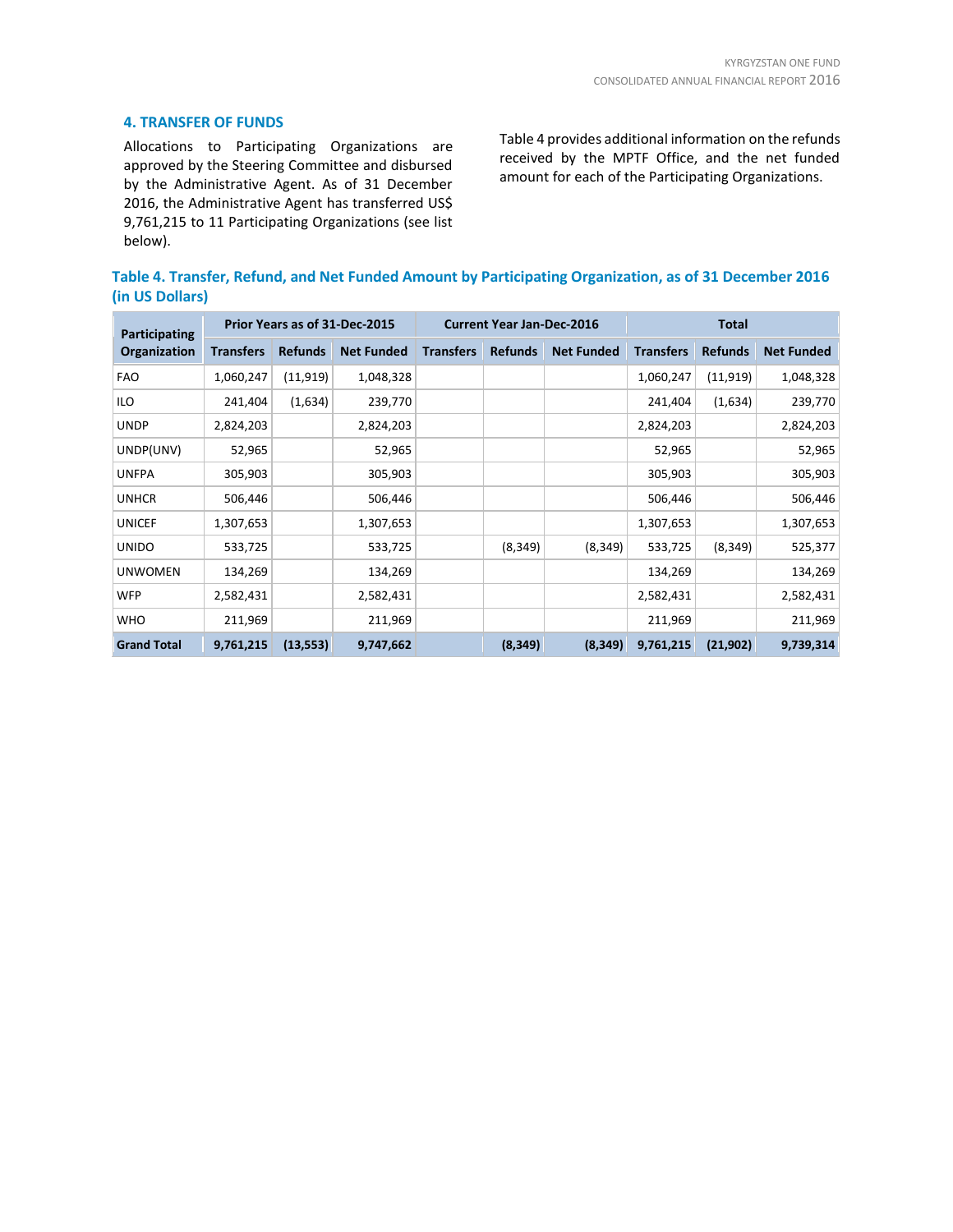## 4. TRANSFER OF FUNDS

Allocations to Participating Organizations are approved by the Steering Committee and disbursed by the Administrative Agent. As of 31 December 2016, the Administrative Agent has transferred US$ 9,761,215 to 11 Participating Organizations (see list below).

Table 4 provides additional information on the refunds received by the MPTF Office, and the net funded amount for each of the Participating Organizations.

**Table 4. Transfer, Refund, and Net Funded Amount by Participating Organization, as of 31 December 2016 (in US Dollars)**

| Participating Organization | Prior Years as of 31-Dec-2015 | | | Current Year Jan-Dec-2016 | | | Total | | |
|---|---|---|---|---|---|---|---|---|---|
| | Transfers | Refunds | Net Funded | Transfers | Refunds | Net Funded | Transfers | Refunds | Net Funded |
| FAO | 1,060,247 | (11,919) | 1,048,328 | | | | 1,060,247 | (11,919) | 1,048,328 |
| ILO | 241,404 | (1,634) | 239,770 | | | | 241,404 | (1,634) | 239,770 |
| UNDP | 2,824,203 | | 2,824,203 | | | | 2,824,203 | | 2,824,203 |
| UNDP(UNV) | 52,965 | | 52,965 | | | | 52,965 | | 52,965 |
| UNFPA | 305,903 | | 305,903 | | | | 305,903 | | 305,903 |
| UNHCR | 506,446 | | 506,446 | | | | 506,446 | | 506,446 |
| UNICEF | 1,307,653 | | 1,307,653 | | | | 1,307,653 | | 1,307,653 |
| UNIDO | 533,725 | | 533,725 | | (8,349) | (8,349) | 533,725 | (8,349) | 525,377 |
| UNWOMEN | 134,269 | | 134,269 | | | | 134,269 | | 134,269 |
| WFP | 2,582,431 | | 2,582,431 | | | | 2,582,431 | | 2,582,431 |
| WHO | 211,969 | | 211,969 | | | | 211,969 | | 211,969 |
| **Grand Total** | **9,761,215** | **(13,553)** | **9,747,662** | | **(8,349)** | **(8,349)** | **9,761,215** | **(21,902)** | **9,739,314** |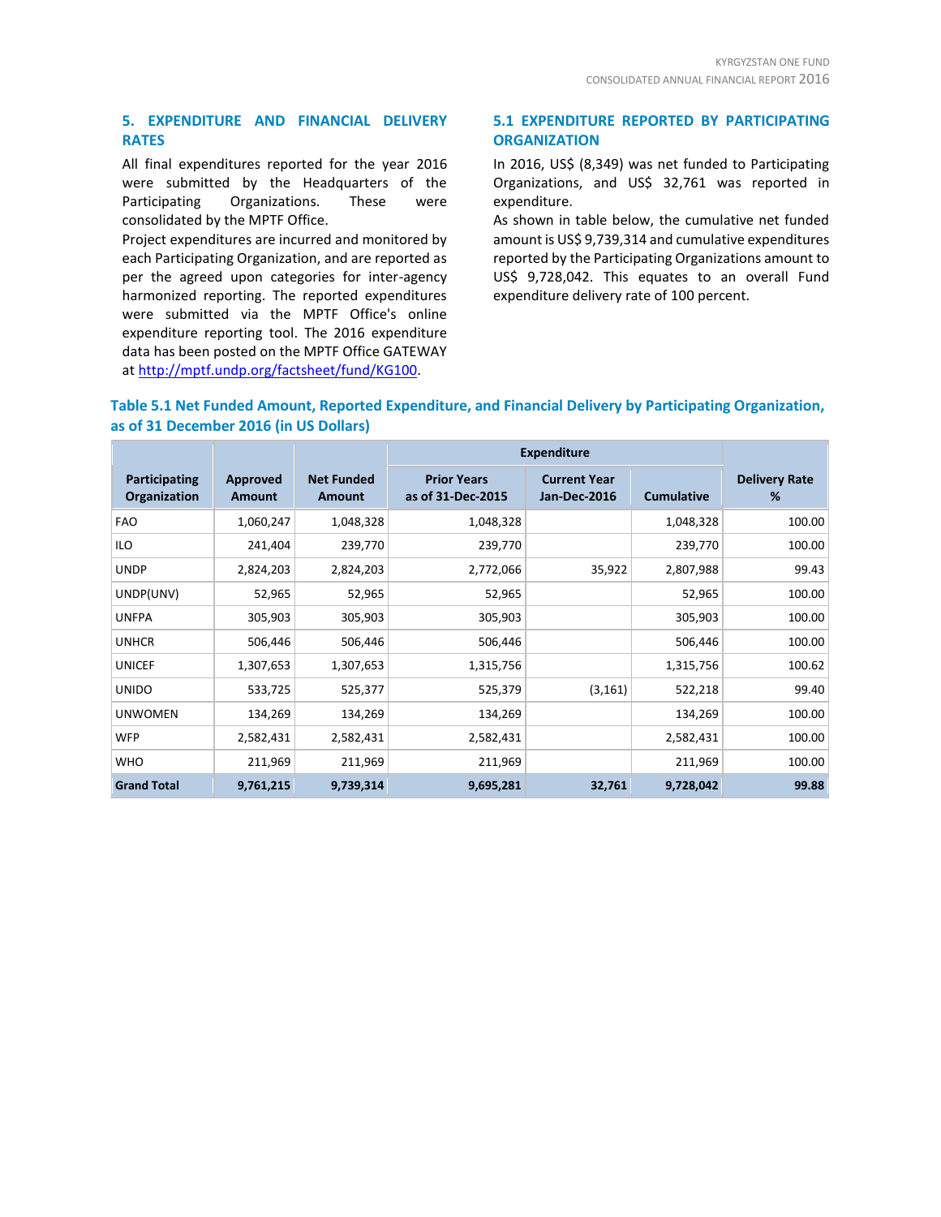## 5. EXPENDITURE AND FINANCIAL DELIVERY RATES

All final expenditures reported for the year 2016 were submitted by the Headquarters of the Participating Organizations. These were consolidated by the MPTF Office.

Project expenditures are incurred and monitored by each Participating Organization, and are reported as per the agreed upon categories for inter-agency harmonized reporting. The reported expenditures were submitted via the MPTF Office's online expenditure reporting tool. The 2016 expenditure data has been posted on the MPTF Office GATEWAY at http://mptf.undp.org/factsheet/fund/KG100.

### 5.1 EXPENDITURE REPORTED BY PARTICIPATING ORGANIZATION

In 2016, US$ (8,349) was net funded to Participating Organizations, and US$ 32,761 was reported in expenditure.

As shown in table below, the cumulative net funded amount is US$ 9,739,314 and cumulative expenditures reported by the Participating Organizations amount to US$ 9,728,042. This equates to an overall Fund expenditure delivery rate of 100 percent.

**Table 5.1 Net Funded Amount, Reported Expenditure, and Financial Delivery by Participating Organization, as of 31 December 2016 (in US Dollars)**

| Participating Organization | Approved Amount | Net Funded Amount | Expenditure | | | Delivery Rate % |
|---|---|---|---|---|---|---|
| | | | Prior Years as of 31-Dec-2015 | Current Year Jan-Dec-2016 | Cumulative | |
| FAO | 1,060,247 | 1,048,328 | 1,048,328 | | 1,048,328 | 100.00 |
| ILO | 241,404 | 239,770 | 239,770 | | 239,770 | 100.00 |
| UNDP | 2,824,203 | 2,824,203 | 2,772,066 | 35,922 | 2,807,988 | 99.43 |
| UNDP(UNV) | 52,965 | 52,965 | 52,965 | | 52,965 | 100.00 |
| UNFPA | 305,903 | 305,903 | 305,903 | | 305,903 | 100.00 |
| UNHCR | 506,446 | 506,446 | 506,446 | | 506,446 | 100.00 |
| UNICEF | 1,307,653 | 1,307,653 | 1,315,756 | | 1,315,756 | 100.62 |
| UNIDO | 533,725 | 525,377 | 525,379 | (3,161) | 522,218 | 99.40 |
| UNWOMEN | 134,269 | 134,269 | 134,269 | | 134,269 | 100.00 |
| WFP | 2,582,431 | 2,582,431 | 2,582,431 | | 2,582,431 | 100.00 |
| WHO | 211,969 | 211,969 | 211,969 | | 211,969 | 100.00 |
| **Grand Total** | **9,761,215** | **9,739,314** | **9,695,281** | **32,761** | **9,728,042** | **99.88** |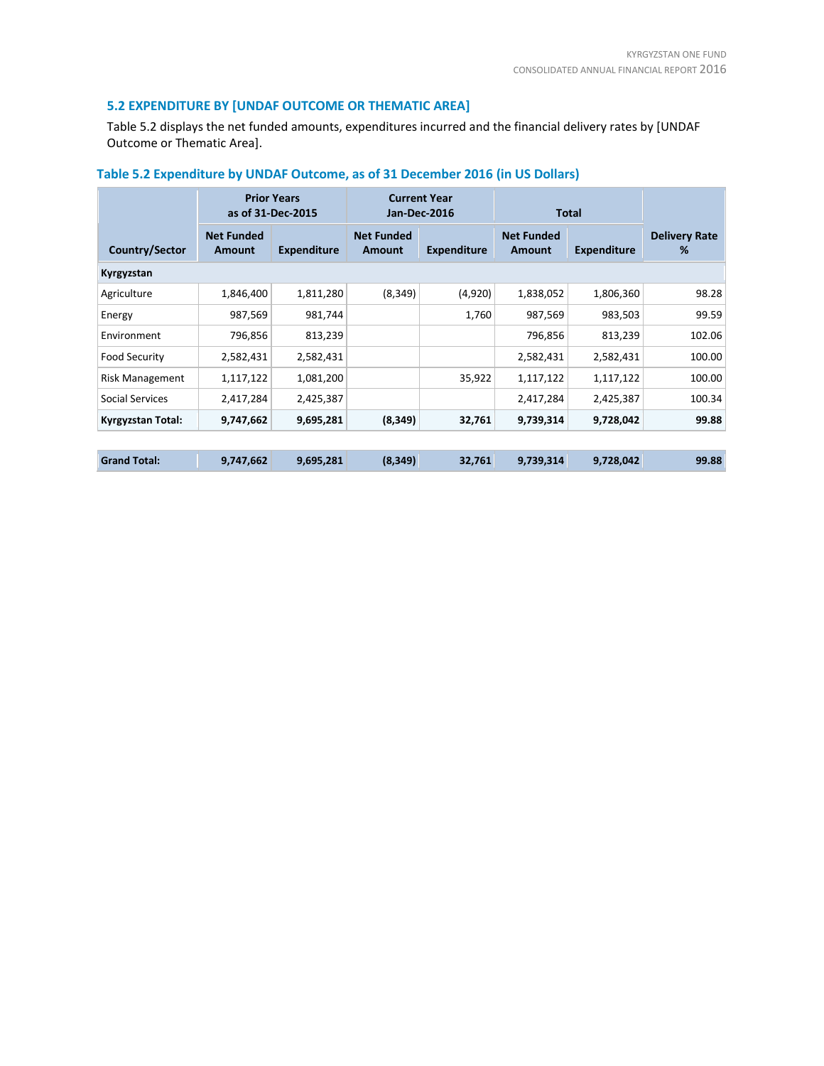## 5.2 EXPENDITURE BY [UNDAF OUTCOME OR THEMATIC AREA]

Table 5.2 displays the net funded amounts, expenditures incurred and the financial delivery rates by [UNDAF Outcome or Thematic Area].

### Table 5.2 Expenditure by UNDAF Outcome, as of 31 December 2016 (in US Dollars)

| | Prior Years as of 31-Dec-2015 | | Current Year Jan-Dec-2016 | | Total | | |
|---|---|---|---|---|---|---|---|
| **Country/Sector** | **Net Funded Amount** | **Expenditure** | **Net Funded Amount** | **Expenditure** | **Net Funded Amount** | **Expenditure** | **Delivery Rate %** |
| **Kyrgyzstan** | | | | | | | |
| Agriculture | 1,846,400 | 1,811,280 | (8,349) | (4,920) | 1,838,052 | 1,806,360 | 98.28 |
| Energy | 987,569 | 981,744 | | 1,760 | 987,569 | 983,503 | 99.59 |
| Environment | 796,856 | 813,239 | | | 796,856 | 813,239 | 102.06 |
| Food Security | 2,582,431 | 2,582,431 | | | 2,582,431 | 2,582,431 | 100.00 |
| Risk Management | 1,117,122 | 1,081,200 | | 35,922 | 1,117,122 | 1,117,122 | 100.00 |
| Social Services | 2,417,284 | 2,425,387 | | | 2,417,284 | 2,425,387 | 100.34 |
| **Kyrgyzstan Total:** | **9,747,662** | **9,695,281** | **(8,349)** | **32,761** | **9,739,314** | **9,728,042** | **99.88** |
| | | | | | | | |
| **Grand Total:** | **9,747,662** | **9,695,281** | **(8,349)** | **32,761** | **9,739,314** | **9,728,042** | **99.88** |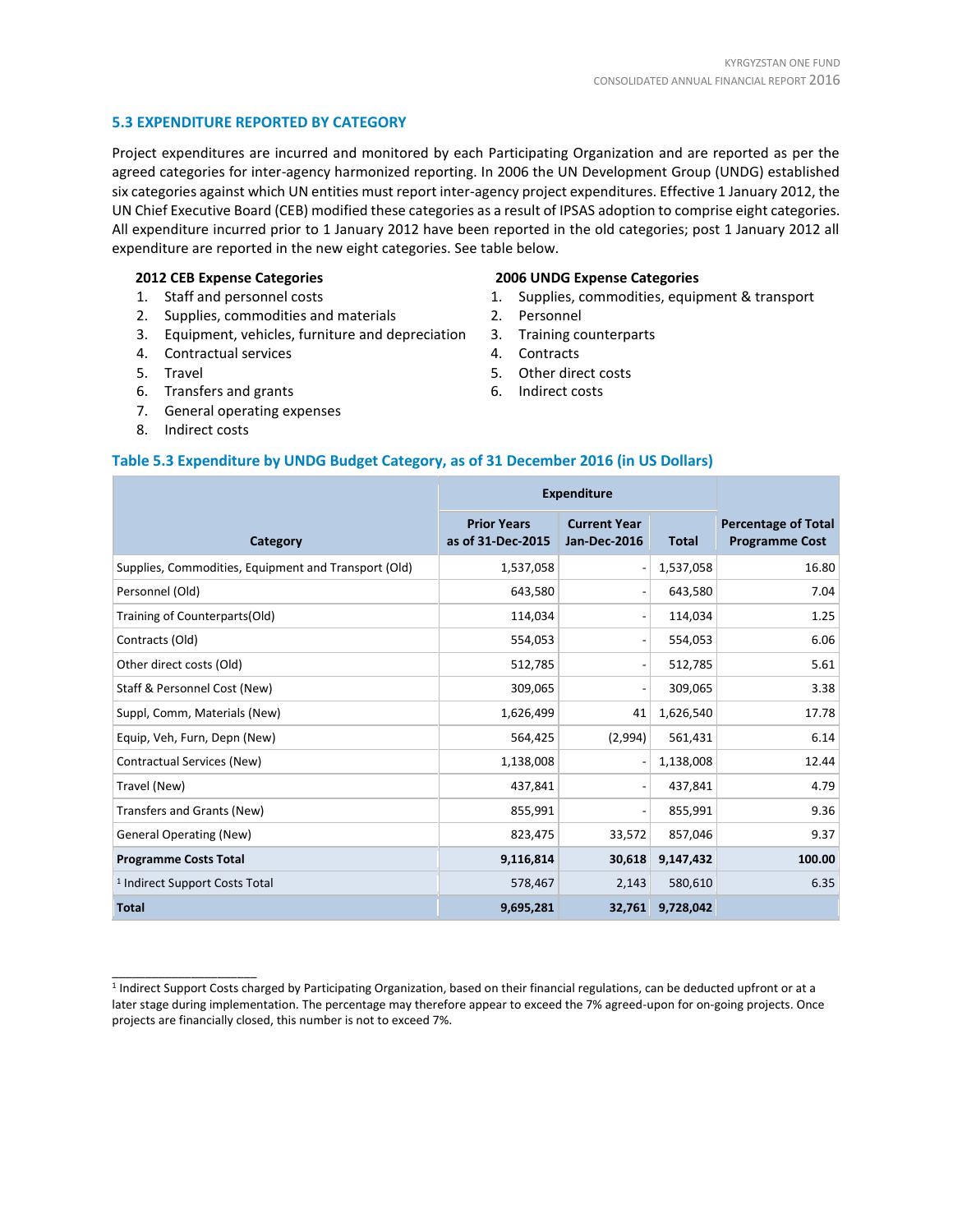### 5.3 EXPENDITURE REPORTED BY CATEGORY

Project expenditures are incurred and monitored by each Participating Organization and are reported as per the agreed categories for inter-agency harmonized reporting. In 2006 the UN Development Group (UNDG) established six categories against which UN entities must report inter-agency project expenditures. Effective 1 January 2012, the UN Chief Executive Board (CEB) modified these categories as a result of IPSAS adoption to comprise eight categories. All expenditure incurred prior to 1 January 2012 have been reported in the old categories; post 1 January 2012 all expenditure are reported in the new eight categories. See table below.

**2012 CEB Expense Categories**

1. Staff and personnel costs
2. Supplies, commodities and materials
3. Equipment, vehicles, furniture and depreciation
4. Contractual services
5. Travel
6. Transfers and grants
7. General operating expenses
8. Indirect costs

**2006 UNDG Expense Categories**

1. Supplies, commodities, equipment & transport
2. Personnel
3. Training counterparts
4. Contracts
5. Other direct costs
6. Indirect costs

**Table 5.3 Expenditure by UNDG Budget Category, as of 31 December 2016 (in US Dollars)**

| Category | Expenditure | | | Percentage of Total Programme Cost |
|---|---|---|---|---|
| | Prior Years as of 31-Dec-2015 | Current Year Jan-Dec-2016 | Total | |
| Supplies, Commodities, Equipment and Transport (Old) | 1,537,058 | - | 1,537,058 | 16.80 |
| Personnel (Old) | 643,580 | - | 643,580 | 7.04 |
| Training of Counterparts(Old) | 114,034 | - | 114,034 | 1.25 |
| Contracts (Old) | 554,053 | - | 554,053 | 6.06 |
| Other direct costs (Old) | 512,785 | - | 512,785 | 5.61 |
| Staff & Personnel Cost (New) | 309,065 | - | 309,065 | 3.38 |
| Suppl, Comm, Materials (New) | 1,626,499 | 41 | 1,626,540 | 17.78 |
| Equip, Veh, Furn, Depn (New) | 564,425 | (2,994) | 561,431 | 6.14 |
| Contractual Services (New) | 1,138,008 | - | 1,138,008 | 12.44 |
| Travel (New) | 437,841 | - | 437,841 | 4.79 |
| Transfers and Grants (New) | 855,991 | - | 855,991 | 9.36 |
| General Operating (New) | 823,475 | 33,572 | 857,046 | 9.37 |
| **Programme Costs Total** | **9,116,814** | **30,618** | **9,147,432** | **100.00** |
| [1] Indirect Support Costs Total | 578,467 | 2,143 | 580,610 | 6.35 |
| **Total** | **9,695,281** | **32,761** | **9,728,042** | |

[1] Indirect Support Costs charged by Participating Organization, based on their financial regulations, can be deducted upfront or at a later stage during implementation. The percentage may therefore appear to exceed the 7% agreed-upon for on-going projects. Once projects are financially closed, this number is not to exceed 7%.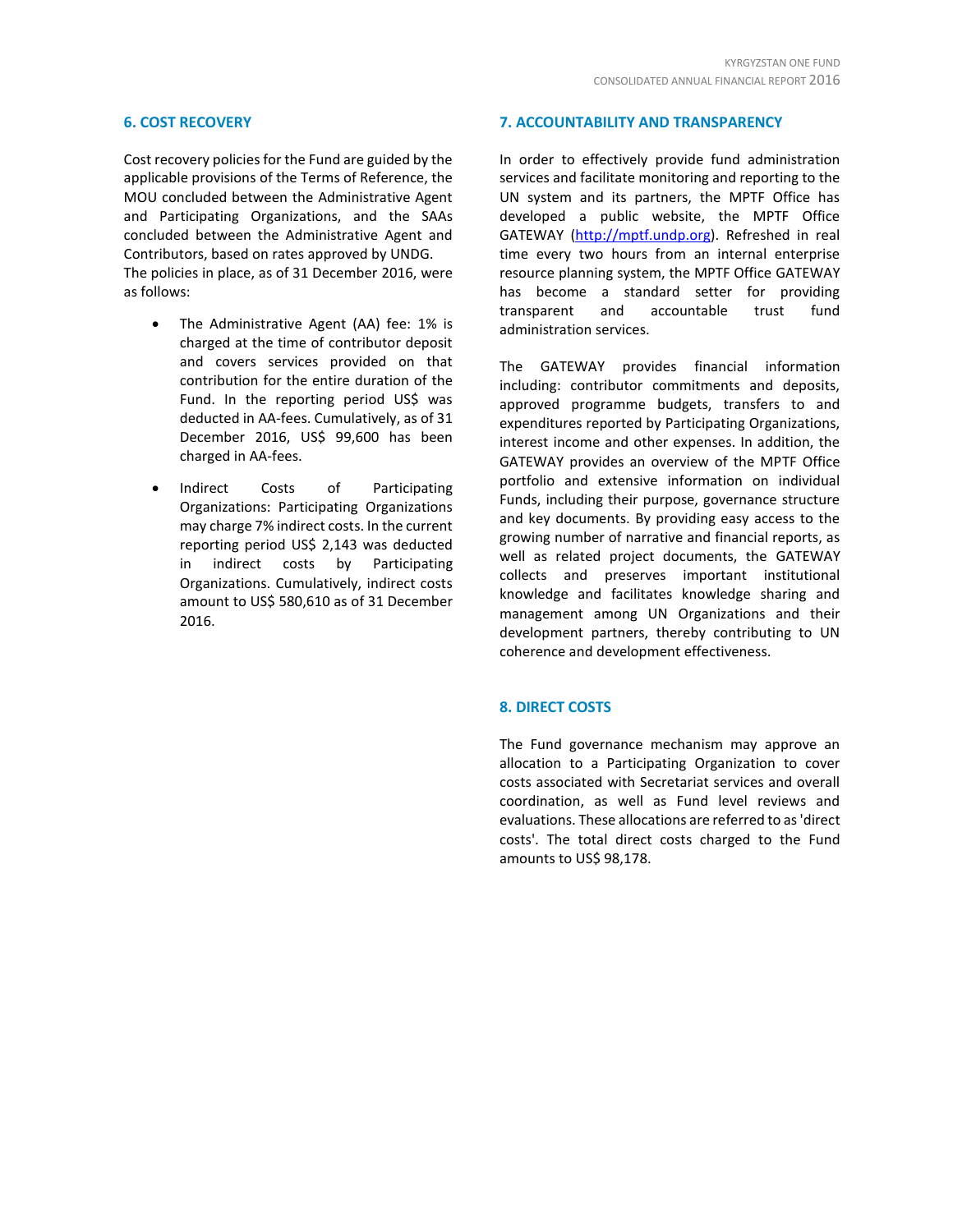## 6. COST RECOVERY

Cost recovery policies for the Fund are guided by the applicable provisions of the Terms of Reference, the MOU concluded between the Administrative Agent and Participating Organizations, and the SAAs concluded between the Administrative Agent and Contributors, based on rates approved by UNDG.
The policies in place, as of 31 December 2016, were as follows:

- The Administrative Agent (AA) fee: 1% is charged at the time of contributor deposit and covers services provided on that contribution for the entire duration of the Fund. In the reporting period US$ was deducted in AA-fees. Cumulatively, as of 31 December 2016, US$ 99,600 has been charged in AA-fees.

- Indirect Costs of Participating Organizations: Participating Organizations may charge 7% indirect costs. In the current reporting period US$ 2,143 was deducted in indirect costs by Participating Organizations. Cumulatively, indirect costs amount to US$ 580,610 as of 31 December 2016.

## 7. ACCOUNTABILITY AND TRANSPARENCY

In order to effectively provide fund administration services and facilitate monitoring and reporting to the UN system and its partners, the MPTF Office has developed a public website, the MPTF Office GATEWAY (http://mptf.undp.org). Refreshed in real time every two hours from an internal enterprise resource planning system, the MPTF Office GATEWAY has become a standard setter for providing transparent and accountable trust fund administration services.

The GATEWAY provides financial information including: contributor commitments and deposits, approved programme budgets, transfers to and expenditures reported by Participating Organizations, interest income and other expenses. In addition, the GATEWAY provides an overview of the MPTF Office portfolio and extensive information on individual Funds, including their purpose, governance structure and key documents. By providing easy access to the growing number of narrative and financial reports, as well as related project documents, the GATEWAY collects and preserves important institutional knowledge and facilitates knowledge sharing and management among UN Organizations and their development partners, thereby contributing to UN coherence and development effectiveness.

## 8. DIRECT COSTS

The Fund governance mechanism may approve an allocation to a Participating Organization to cover costs associated with Secretariat services and overall coordination, as well as Fund level reviews and evaluations. These allocations are referred to as 'direct costs'. The total direct costs charged to the Fund amounts to US$ 98,178.